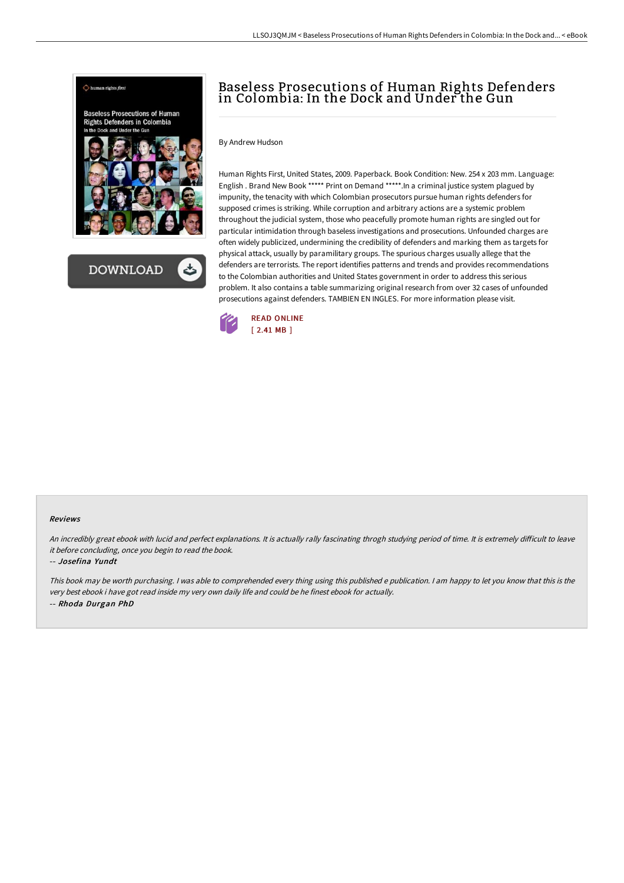# Baseless Prosecutions of Human Rights Defenders in Colombia: In the Dock and Under the Gun

By Andrew Hudson

Human Rights First, United States, 2009. Paperback. Book Condition: New. 254 x 203 mm. Language: English . Brand New Book ***** Print on Demand *****.In a criminal justice system plagued by impunity, the tenacity with which Colombian prosecutors pursue human rights defenders for supposed crimes is striking. While corruption and arbitrary actions are a systemic problem throughout the judicial system, those who peacefully promote human rights are singled out for particular intimidation through baseless investigations and prosecutions. Unfounded charges are often widely publicized, undermining the credibility of defenders and marking them as targets for physical attack, usually by paramilitary groups. The spurious charges usually allege that the defenders are terrorists. The report identifies patterns and trends and provides recommendations to the Colombian authorities and United States government in order to address this serious problem. It also contains a table summarizing original research from over 32 cases of unfounded prosecutions against defenders. TAMBIEN EN INGLES. For more information please visit.

READ ONLINE
[ 2.41 MB ]

### Reviews

*An incredibly great ebook with lucid and perfect explanations. It is actually rally fascinating throgh studying period of time. It is extremely difficult to leave it before concluding, once you begin to read the book.*

-- ***Josefina Yundt***

*This book may be worth purchasing. I was able to comprehended every thing using this published e publication. I am happy to let you know that this is the very best ebook i have got read inside my very own daily life and could be he finest ebook for actually.*

-- ***Rhoda Durgan PhD***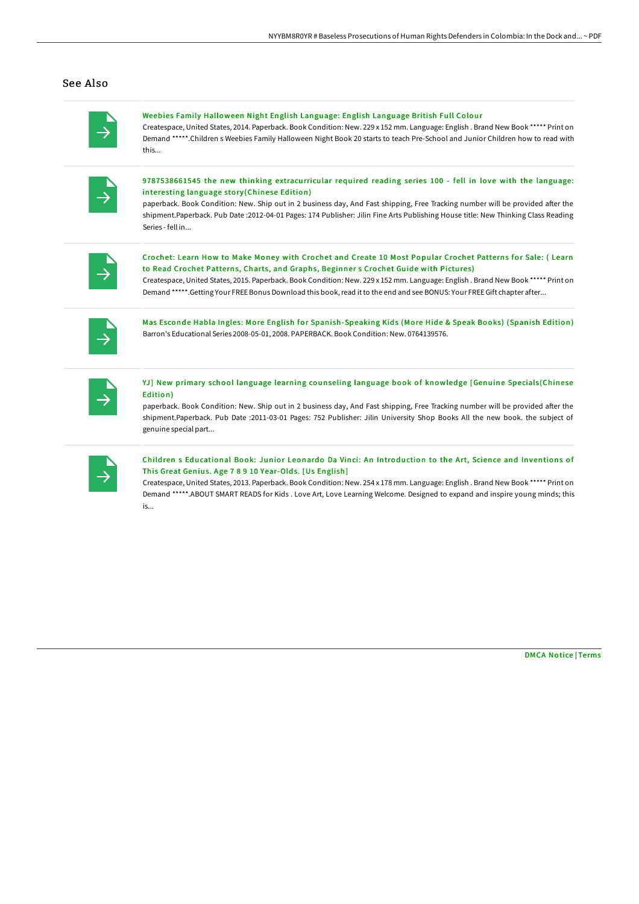## See Also

**Weebies Family Halloween Night English Language: English Language British Full Colour**

Createspace, United States, 2014. Paperback. Book Condition: New. 229 x 152 mm. Language: English . Brand New Book ***** Print on Demand *****.Children s Weebies Family Halloween Night Book 20 starts to teach Pre-School and Junior Children how to read with this...

**9787538661545 the new thinking extracurricular required reading series 100 - fell in love with the language: interesting language story(Chinese Edition)**

paperback. Book Condition: New. Ship out in 2 business day, And Fast shipping, Free Tracking number will be provided after the shipment.Paperback. Pub Date :2012-04-01 Pages: 174 Publisher: Jilin Fine Arts Publishing House title: New Thinking Class Reading Series - fell in...

**Crochet: Learn How to Make Money with Crochet and Create 10 Most Popular Crochet Patterns for Sale: ( Learn to Read Crochet Patterns, Charts, and Graphs, Beginner s Crochet Guide with Pictures)**

Createspace, United States, 2015. Paperback. Book Condition: New. 229 x 152 mm. Language: English . Brand New Book ***** Print on Demand *****.Getting Your FREE Bonus Download this book, read it to the end and see BONUS: Your FREE Gift chapter after...

**Mas Esconde Habla Ingles: More English for Spanish-Speaking Kids (More Hide & Speak Books) (Spanish Edition)**

Barron's Educational Series 2008-05-01, 2008. PAPERBACK. Book Condition: New. 0764139576.

**YJ] New primary school language learning counseling language book of knowledge [Genuine Specials(Chinese Edition)**

paperback. Book Condition: New. Ship out in 2 business day, And Fast shipping, Free Tracking number will be provided after the shipment.Paperback. Pub Date :2011-03-01 Pages: 752 Publisher: Jilin University Shop Books All the new book. the subject of genuine special part...

**Children s Educational Book: Junior Leonardo Da Vinci: An Introduction to the Art, Science and Inventions of This Great Genius. Age 7 8 9 10 Year-Olds. [Us English]**

Createspace, United States, 2013. Paperback. Book Condition: New. 254 x 178 mm. Language: English . Brand New Book ***** Print on Demand *****.ABOUT SMART READS for Kids . Love Art, Love Learning Welcome. Designed to expand and inspire young minds; this is...